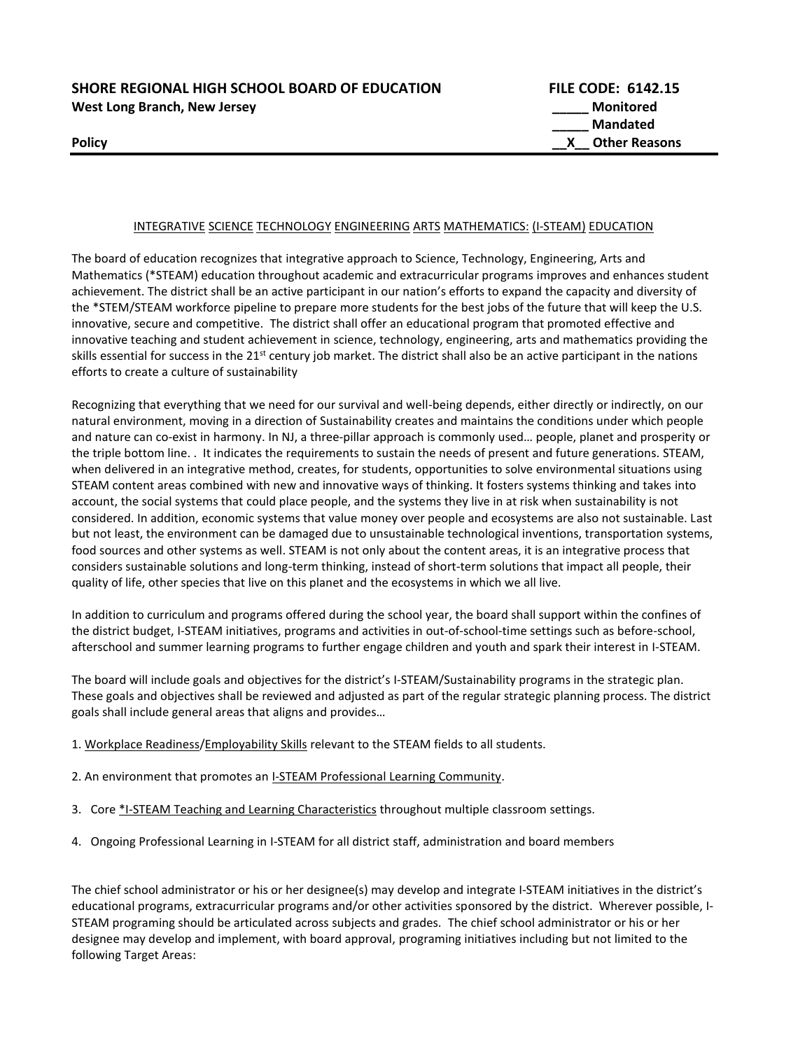**SHORE REGIONAL HIGH SCHOOL BOARD OF EDUCATION** **FILE CODE: 6142.15**
**West Long Branch, New Jersey**
**_____ Monitored**
**_____ Mandated**
**Policy** **__X__ Other Reasons**

---

INTEGRATIVE SCIENCE TECHNOLOGY ENGINEERING ARTS MATHEMATICS: (I-STEAM) EDUCATION

The board of education recognizes that integrative approach to Science, Technology, Engineering, Arts and Mathematics (*STEAM) education throughout academic and extracurricular programs improves and enhances student achievement. The district shall be an active participant in our nation's efforts to expand the capacity and diversity of the *STEM/STEAM workforce pipeline to prepare more students for the best jobs of the future that will keep the U.S. innovative, secure and competitive. The district shall offer an educational program that promoted effective and innovative teaching and student achievement in science, technology, engineering, arts and mathematics providing the skills essential for success in the 21st century job market. The district shall also be an active participant in the nations efforts to create a culture of sustainability

Recognizing that everything that we need for our survival and well-being depends, either directly or indirectly, on our natural environment, moving in a direction of Sustainability creates and maintains the conditions under which people and nature can co-exist in harmony. In NJ, a three-pillar approach is commonly used… people, planet and prosperity or the triple bottom line. . It indicates the requirements to sustain the needs of present and future generations. STEAM, when delivered in an integrative method, creates, for students, opportunities to solve environmental situations using STEAM content areas combined with new and innovative ways of thinking. It fosters systems thinking and takes into account, the social systems that could place people, and the systems they live in at risk when sustainability is not considered. In addition, economic systems that value money over people and ecosystems are also not sustainable. Last but not least, the environment can be damaged due to unsustainable technological inventions, transportation systems, food sources and other systems as well. STEAM is not only about the content areas, it is an integrative process that considers sustainable solutions and long-term thinking, instead of short-term solutions that impact all people, their quality of life, other species that live on this planet and the ecosystems in which we all live.

In addition to curriculum and programs offered during the school year, the board shall support within the confines of the district budget, I-STEAM initiatives, programs and activities in out-of-school-time settings such as before-school, afterschool and summer learning programs to further engage children and youth and spark their interest in I-STEAM.

The board will include goals and objectives for the district's I-STEAM/Sustainability programs in the strategic plan. These goals and objectives shall be reviewed and adjusted as part of the regular strategic planning process. The district goals shall include general areas that aligns and provides…

1. Workplace Readiness/Employability Skills relevant to the STEAM fields to all students.

2. An environment that promotes an I-STEAM Professional Learning Community.

3. Core *I-STEAM Teaching and Learning Characteristics throughout multiple classroom settings.

4. Ongoing Professional Learning in I-STEAM for all district staff, administration and board members

The chief school administrator or his or her designee(s) may develop and integrate I-STEAM initiatives in the district's educational programs, extracurricular programs and/or other activities sponsored by the district. Wherever possible, I-STEAM programing should be articulated across subjects and grades. The chief school administrator or his or her designee may develop and implement, with board approval, programing initiatives including but not limited to the following Target Areas: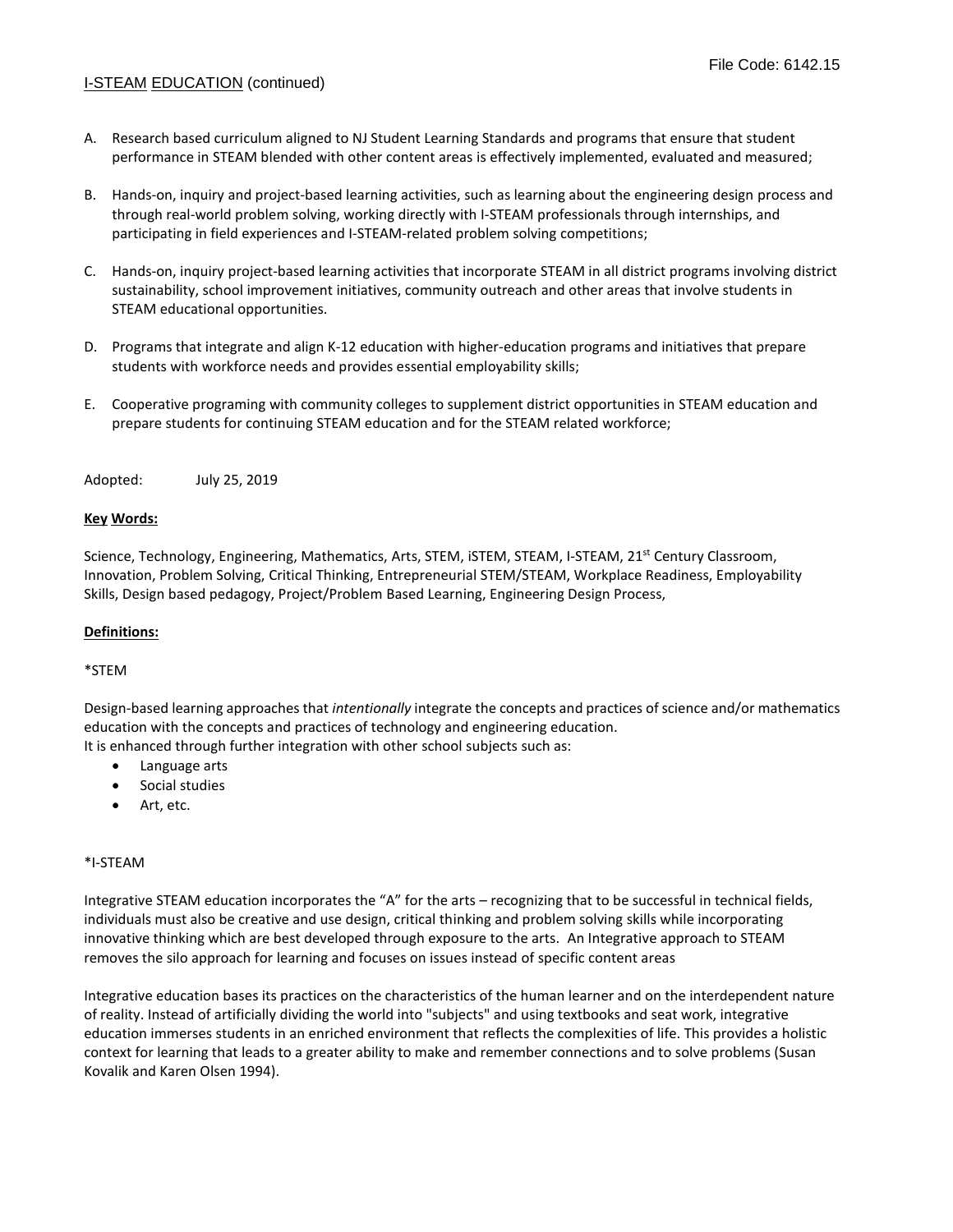A. Research based curriculum aligned to NJ Student Learning Standards and programs that ensure that student performance in STEAM blended with other content areas is effectively implemented, evaluated and measured;

B. Hands-on, inquiry and project-based learning activities, such as learning about the engineering design process and through real-world problem solving, working directly with I-STEAM professionals through internships, and participating in field experiences and I-STEAM-related problem solving competitions;

C. Hands-on, inquiry project-based learning activities that incorporate STEAM in all district programs involving district sustainability, school improvement initiatives, community outreach and other areas that involve students in STEAM educational opportunities.

D. Programs that integrate and align K-12 education with higher-education programs and initiatives that prepare students with workforce needs and provides essential employability skills;

E. Cooperative programing with community colleges to supplement district opportunities in STEAM education and prepare students for continuing STEAM education and for the STEAM related workforce;

Adopted: July 25, 2019

**Key Words:**

Science, Technology, Engineering, Mathematics, Arts, STEM, iSTEM, STEAM, I-STEAM, 21st Century Classroom, Innovation, Problem Solving, Critical Thinking, Entrepreneurial STEM/STEAM, Workplace Readiness, Employability Skills, Design based pedagogy, Project/Problem Based Learning, Engineering Design Process,

**Definitions:**

*STEM

Design-based learning approaches that *intentionally* integrate the concepts and practices of science and/or mathematics education with the concepts and practices of technology and engineering education.
It is enhanced through further integration with other school subjects such as:

- Language arts
- Social studies
- Art, etc.

*I-STEAM

Integrative STEAM education incorporates the "A" for the arts – recognizing that to be successful in technical fields, individuals must also be creative and use design, critical thinking and problem solving skills while incorporating innovative thinking which are best developed through exposure to the arts. An Integrative approach to STEAM removes the silo approach for learning and focuses on issues instead of specific content areas

Integrative education bases its practices on the characteristics of the human learner and on the interdependent nature of reality. Instead of artificially dividing the world into "subjects" and using textbooks and seat work, integrative education immerses students in an enriched environment that reflects the complexities of life. This provides a holistic context for learning that leads to a greater ability to make and remember connections and to solve problems (Susan Kovalik and Karen Olsen 1994).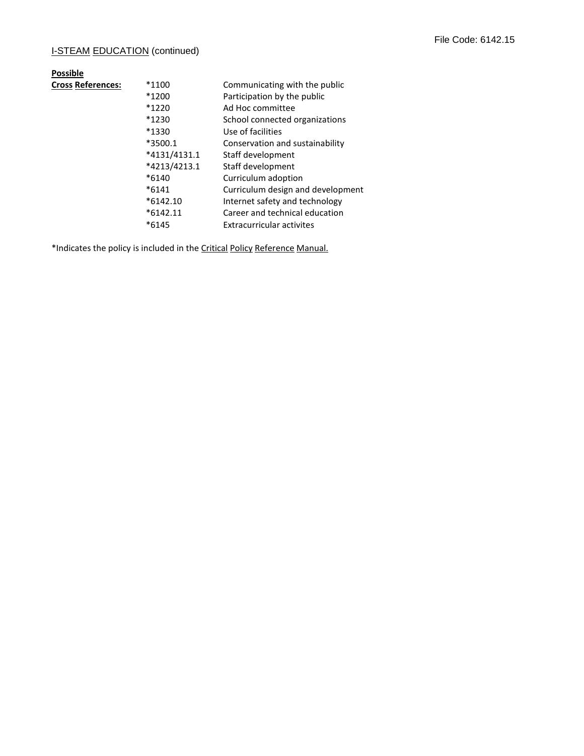I-STEAM EDUCATION (continued)

**Possible**
**Cross References:**

| | |
|---|---|
| *1100 | Communicating with the public |
| *1200 | Participation by the public |
| *1220 | Ad Hoc committee |
| *1230 | School connected organizations |
| *1330 | Use of facilities |
| *3500.1 | Conservation and sustainability |
| *4131/4131.1 | Staff development |
| *4213/4213.1 | Staff development |
| *6140 | Curriculum adoption |
| *6141 | Curriculum design and development |
| *6142.10 | Internet safety and technology |
| *6142.11 | Career and technical education |
| *6145 | Extracurricular activites |

*Indicates the policy is included in the Critical Policy Reference Manual.